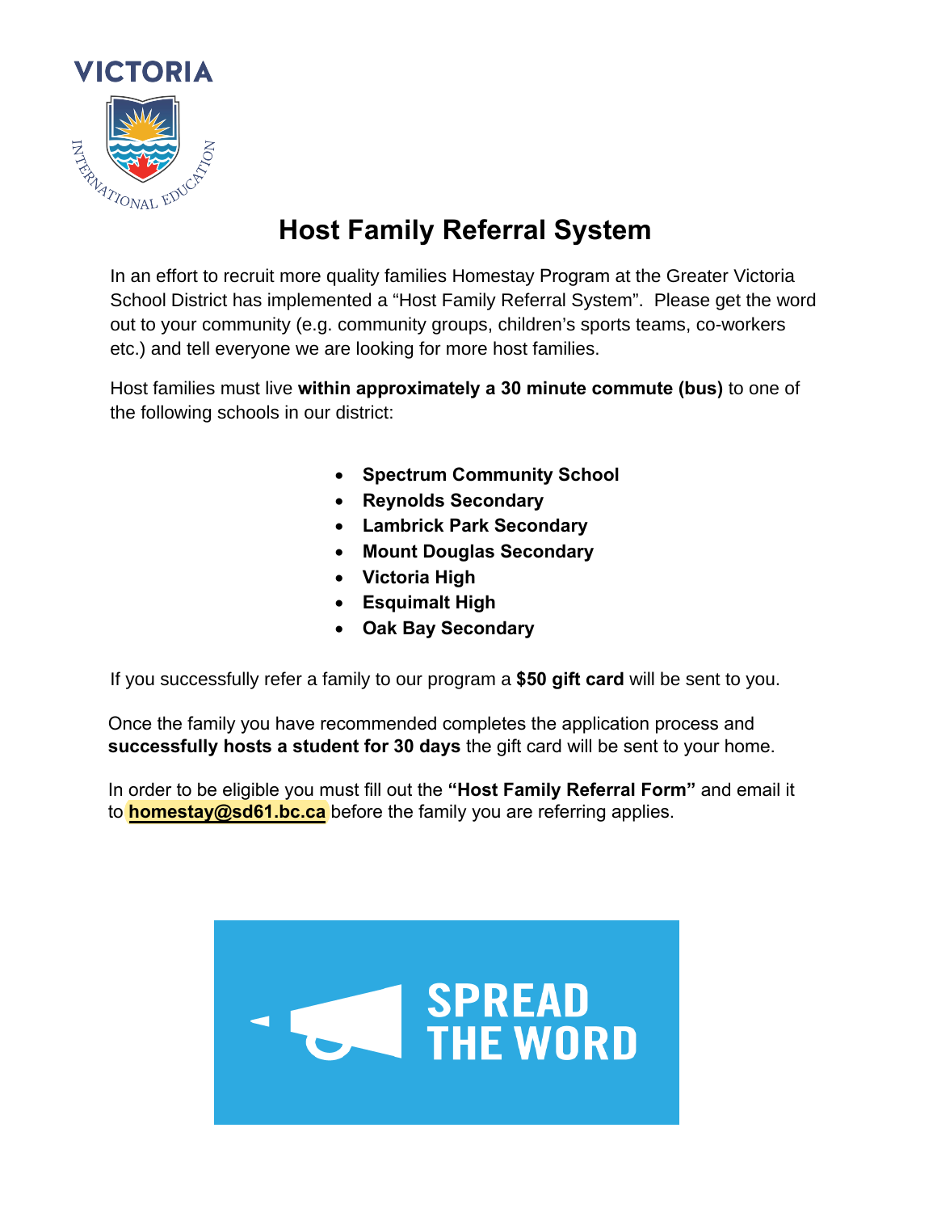VICTORIA

INTERNATIONAL EDUCATION

# Host Family Referral System

In an effort to recruit more quality families Homestay Program at the Greater Victoria School District has implemented a “Host Family Referral System”. Please get the word out to your community (e.g. community groups, children’s sports teams, co-workers etc.) and tell everyone we are looking for more host families.

Host families must live **within approximately a 30 minute commute (bus)** to one of the following schools in our district:

- **Spectrum Community School**
- **Reynolds Secondary**
- **Lambrick Park Secondary**
- **Mount Douglas Secondary**
- **Victoria High**
- **Esquimalt High**
- **Oak Bay Secondary**

If you successfully refer a family to our program a **$50 gift card** will be sent to you.

Once the family you have recommended completes the application process and **successfully hosts a student for 30 days** the gift card will be sent to your home.

In order to be eligible you must fill out the **“Host Family Referral Form”** and email it to **homestay@sd61.bc.ca** before the family you are referring applies.

SPREAD THE WORD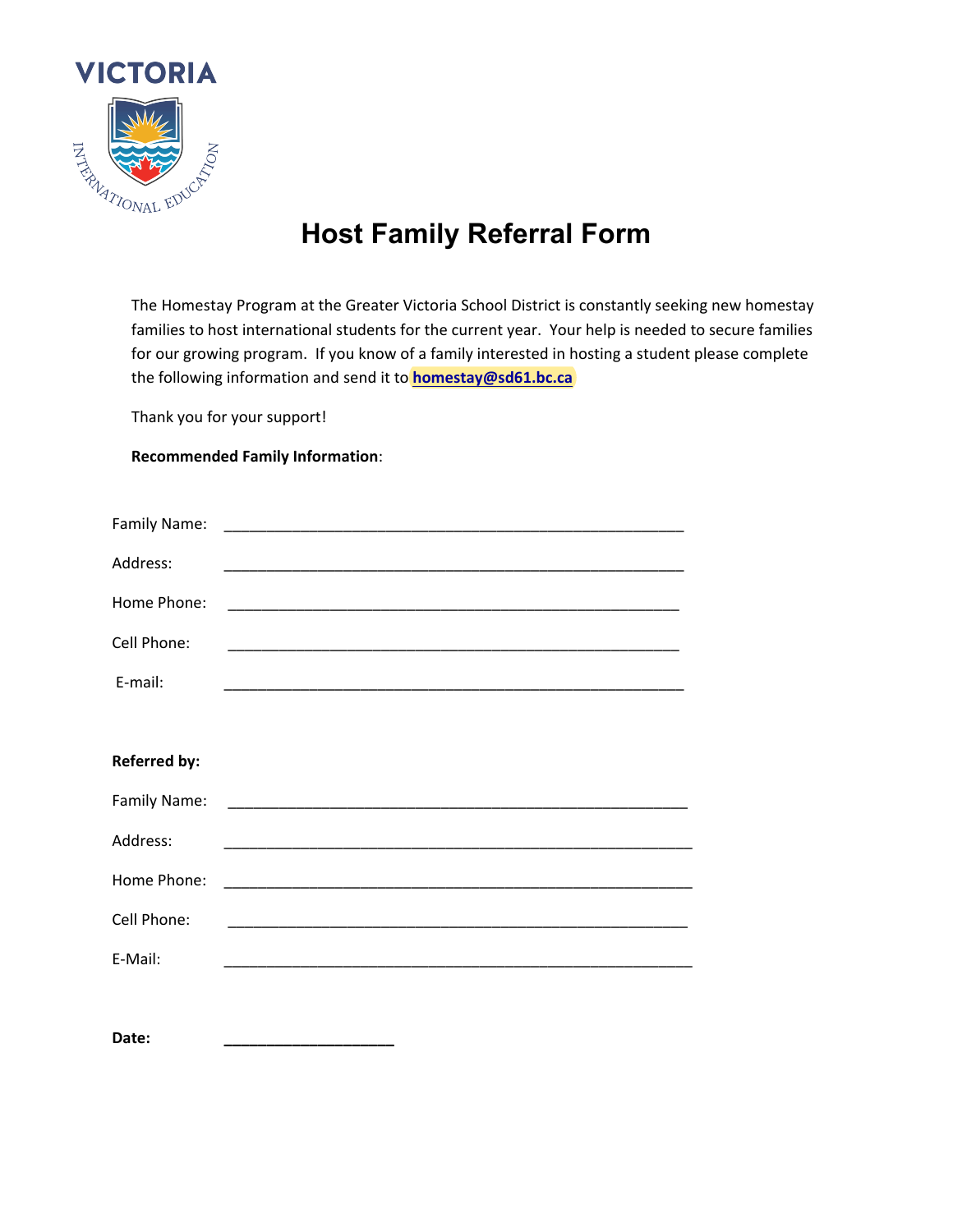VICTORIA

INTERNATIONAL EDUCATION

# Host Family Referral Form

The Homestay Program at the Greater Victoria School District is constantly seeking new homestay families to host international students for the current year. Your help is needed to secure families for our growing program. If you know of a family interested in hosting a student please complete the following information and send it to **homestay@sd61.bc.ca**

Thank you for your support!

**Recommended Family Information**:

Family Name: ________________________________________________________

Address: ________________________________________________________

Home Phone: ________________________________________________________

Cell Phone: ________________________________________________________

E-mail: ________________________________________________________

**Referred by:**

Family Name: ________________________________________________________

Address: ________________________________________________________

Home Phone: ________________________________________________________

Cell Phone: ________________________________________________________

E-Mail: ________________________________________________________

**Date:** ____________________